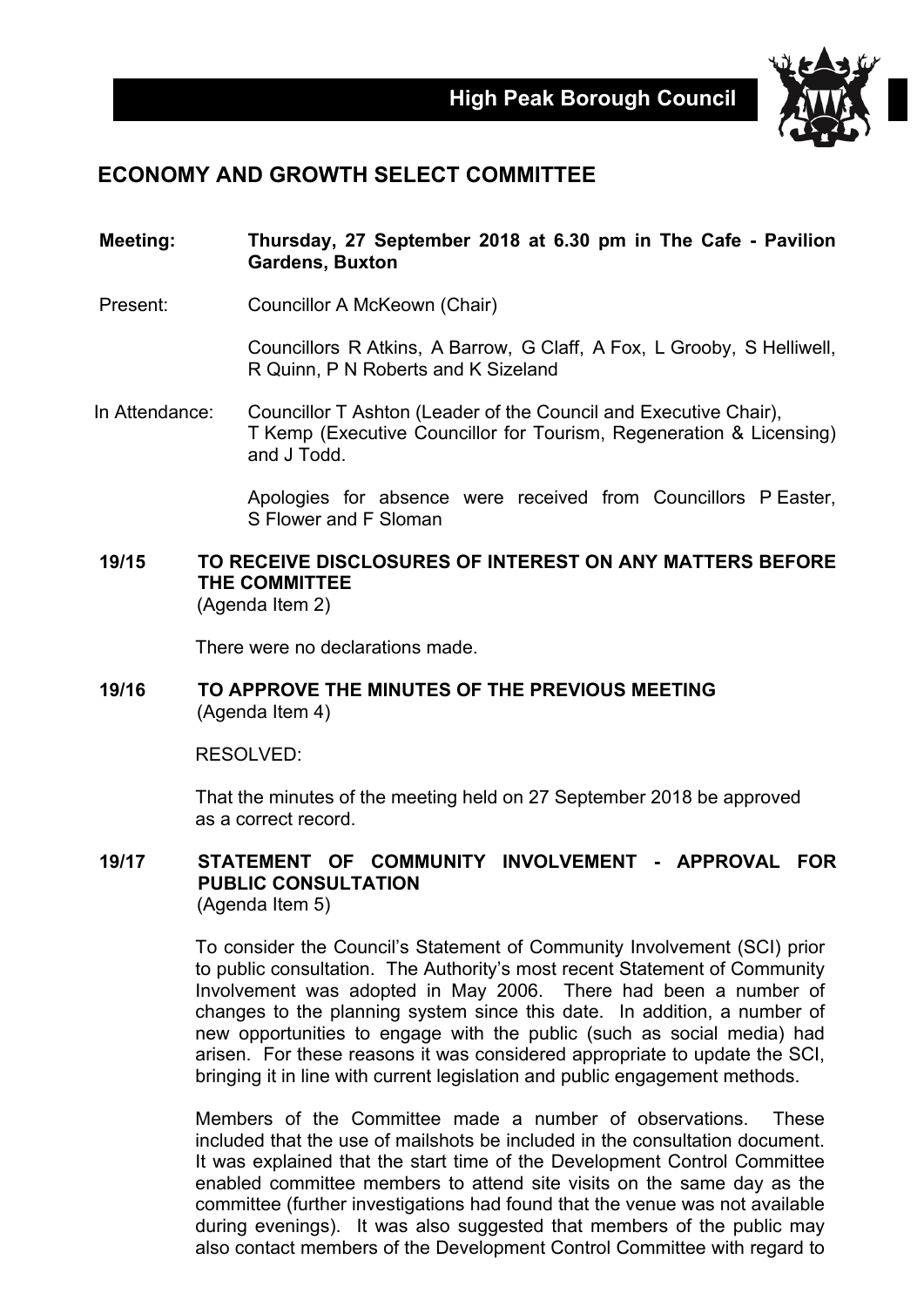**High Peak Borough Council**

# ECONOMY AND GROWTH SELECT COMMITTEE

**Meeting:** **Thursday, 27 September 2018 at 6.30 pm in The Cafe - Pavilion Gardens, Buxton**

Present: Councillor A McKeown (Chair)

Councillors R Atkins, A Barrow, G Claff, A Fox, L Grooby, S Helliwell, R Quinn, P N Roberts and K Sizeland

In Attendance: Councillor T Ashton (Leader of the Council and Executive Chair), T Kemp (Executive Councillor for Tourism, Regeneration & Licensing) and J Todd.

Apologies for absence were received from Councillors P Easter, S Flower and F Sloman

## 19/15 TO RECEIVE DISCLOSURES OF INTEREST ON ANY MATTERS BEFORE THE COMMITTEE

(Agenda Item 2)

There were no declarations made.

## 19/16 TO APPROVE THE MINUTES OF THE PREVIOUS MEETING

(Agenda Item 4)

RESOLVED:

That the minutes of the meeting held on 27 September 2018 be approved as a correct record.

## 19/17 STATEMENT OF COMMUNITY INVOLVEMENT - APPROVAL FOR PUBLIC CONSULTATION

(Agenda Item 5)

To consider the Council's Statement of Community Involvement (SCI) prior to public consultation. The Authority's most recent Statement of Community Involvement was adopted in May 2006. There had been a number of changes to the planning system since this date. In addition, a number of new opportunities to engage with the public (such as social media) had arisen. For these reasons it was considered appropriate to update the SCI, bringing it in line with current legislation and public engagement methods.

Members of the Committee made a number of observations. These included that the use of mailshots be included in the consultation document. It was explained that the start time of the Development Control Committee enabled committee members to attend site visits on the same day as the committee (further investigations had found that the venue was not available during evenings). It was also suggested that members of the public may also contact members of the Development Control Committee with regard to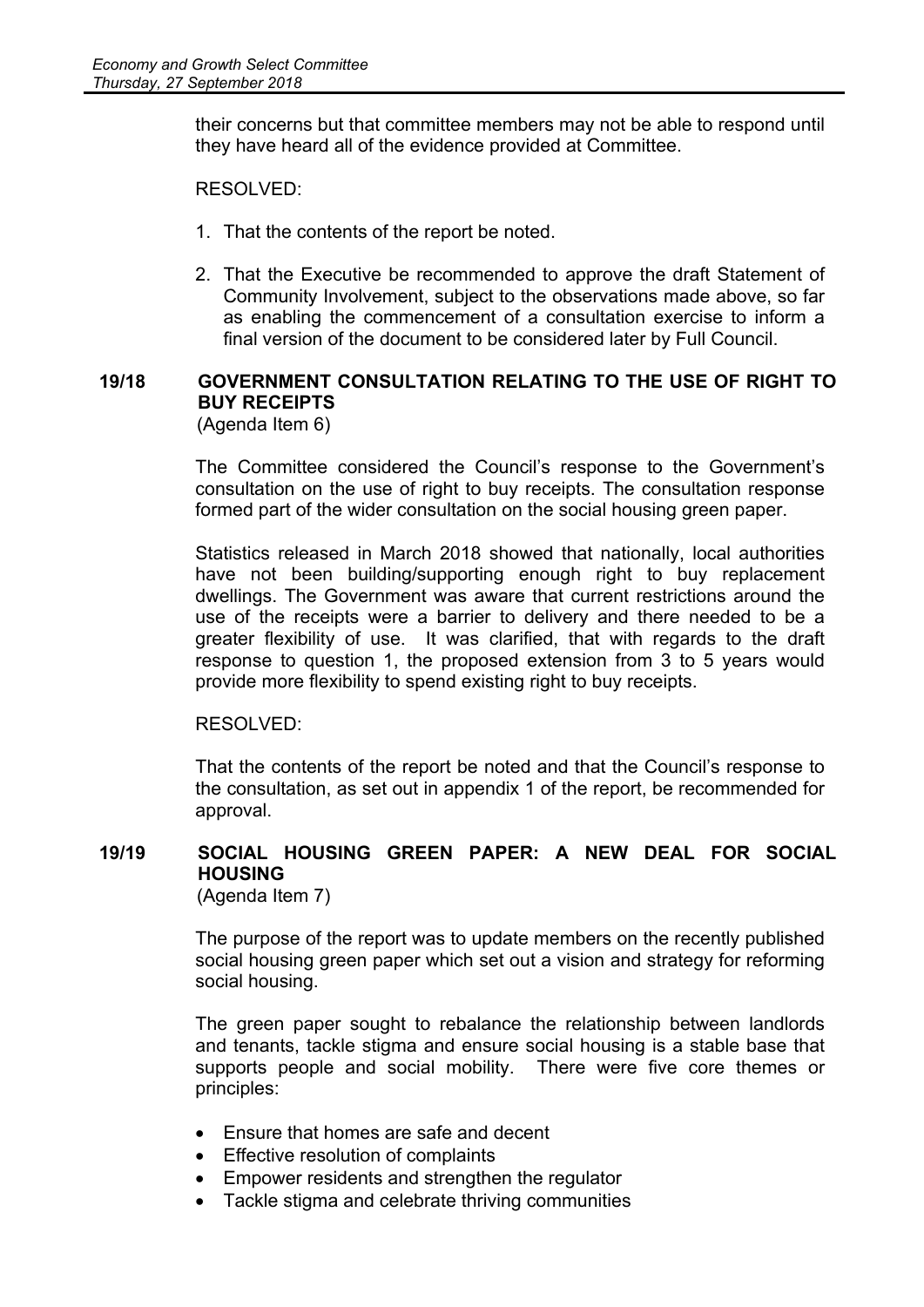their concerns but that committee members may not be able to respond until they have heard all of the evidence provided at Committee.

RESOLVED:

1. That the contents of the report be noted.

2. That the Executive be recommended to approve the draft Statement of Community Involvement, subject to the observations made above, so far as enabling the commencement of a consultation exercise to inform a final version of the document to be considered later by Full Council.

## 19/18 GOVERNMENT CONSULTATION RELATING TO THE USE OF RIGHT TO BUY RECEIPTS

(Agenda Item 6)

The Committee considered the Council's response to the Government's consultation on the use of right to buy receipts. The consultation response formed part of the wider consultation on the social housing green paper.

Statistics released in March 2018 showed that nationally, local authorities have not been building/supporting enough right to buy replacement dwellings. The Government was aware that current restrictions around the use of the receipts were a barrier to delivery and there needed to be a greater flexibility of use. It was clarified, that with regards to the draft response to question 1, the proposed extension from 3 to 5 years would provide more flexibility to spend existing right to buy receipts.

RESOLVED:

That the contents of the report be noted and that the Council's response to the consultation, as set out in appendix 1 of the report, be recommended for approval.

## 19/19 SOCIAL HOUSING GREEN PAPER: A NEW DEAL FOR SOCIAL HOUSING

(Agenda Item 7)

The purpose of the report was to update members on the recently published social housing green paper which set out a vision and strategy for reforming social housing.

The green paper sought to rebalance the relationship between landlords and tenants, tackle stigma and ensure social housing is a stable base that supports people and social mobility. There were five core themes or principles:

- Ensure that homes are safe and decent
- Effective resolution of complaints
- Empower residents and strengthen the regulator
- Tackle stigma and celebrate thriving communities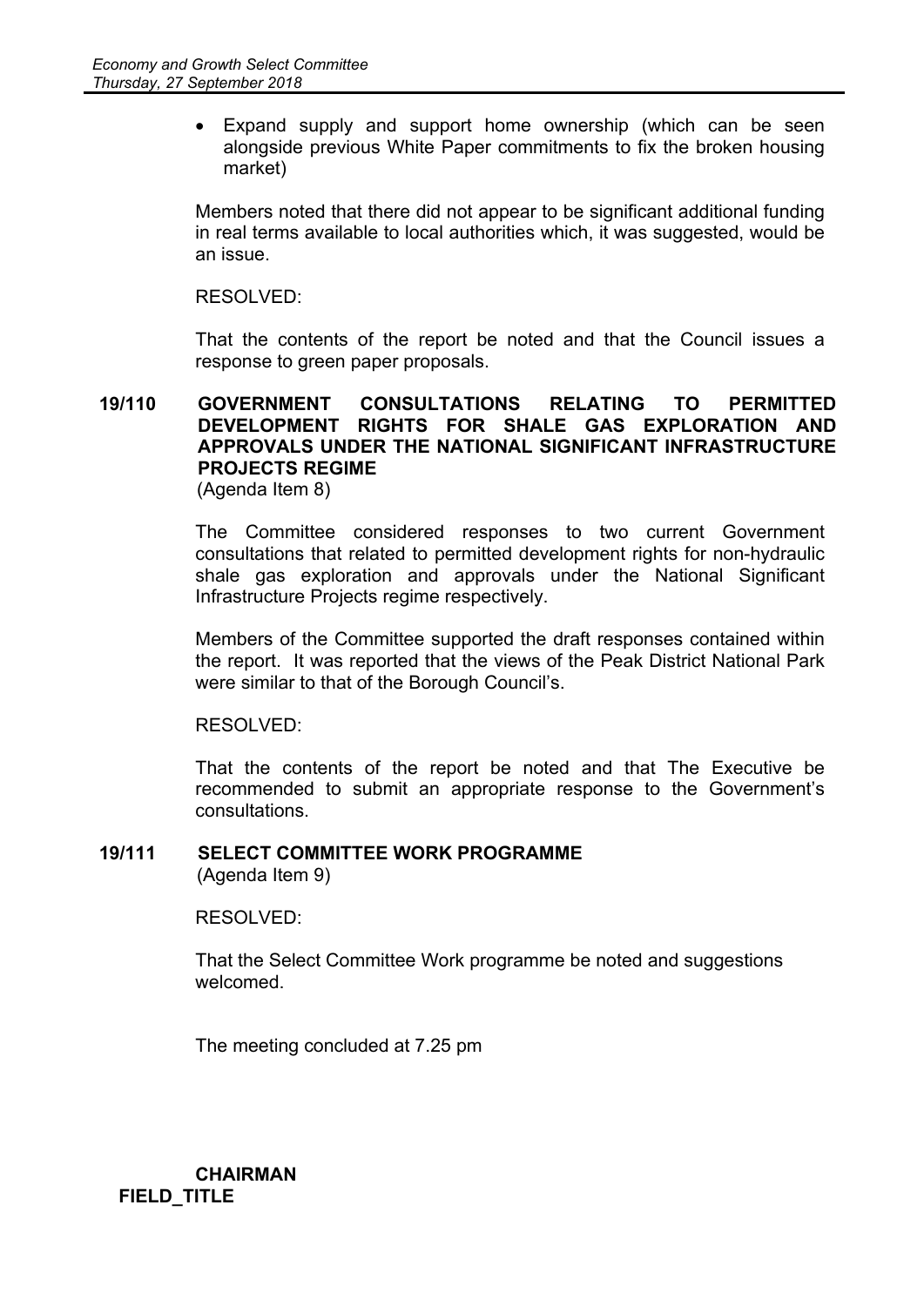- Expand supply and support home ownership (which can be seen alongside previous White Paper commitments to fix the broken housing market)

Members noted that there did not appear to be significant additional funding in real terms available to local authorities which, it was suggested, would be an issue.

RESOLVED:

That the contents of the report be noted and that the Council issues a response to green paper proposals.

**19/110 GOVERNMENT CONSULTATIONS RELATING TO PERMITTED DEVELOPMENT RIGHTS FOR SHALE GAS EXPLORATION AND APPROVALS UNDER THE NATIONAL SIGNIFICANT INFRASTRUCTURE PROJECTS REGIME**
(Agenda Item 8)

The Committee considered responses to two current Government consultations that related to permitted development rights for non-hydraulic shale gas exploration and approvals under the National Significant Infrastructure Projects regime respectively.

Members of the Committee supported the draft responses contained within the report. It was reported that the views of the Peak District National Park were similar to that of the Borough Council's.

RESOLVED:

That the contents of the report be noted and that The Executive be recommended to submit an appropriate response to the Government's consultations.

**19/111 SELECT COMMITTEE WORK PROGRAMME**
(Agenda Item 9)

RESOLVED:

That the Select Committee Work programme be noted and suggestions welcomed.

The meeting concluded at 7.25 pm

**CHAIRMAN**
**FIELD_TITLE**